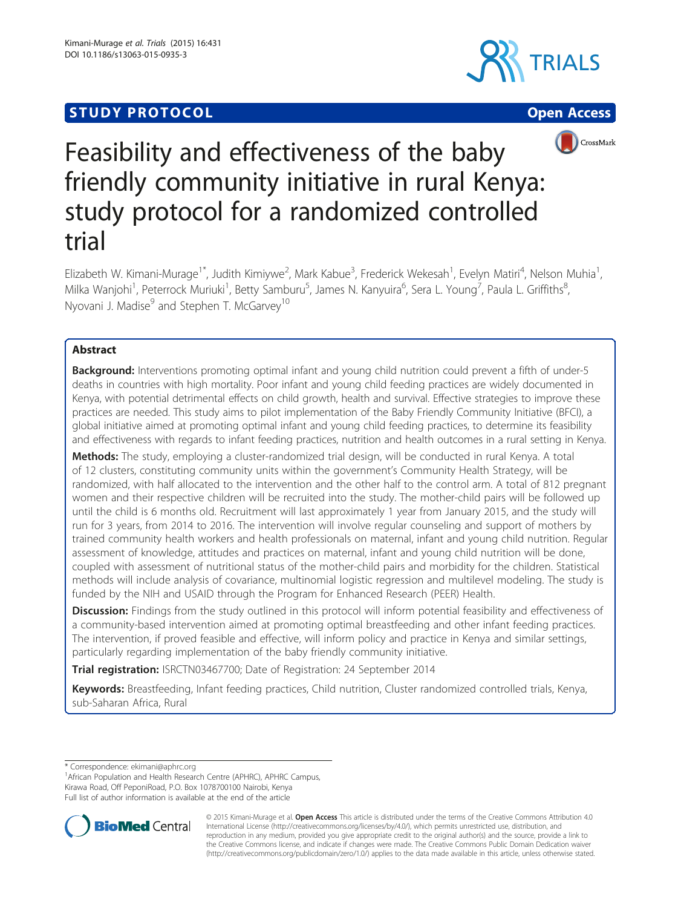STUDY PROTOCOL Open Access

# Feasibility and effectiveness of the baby friendly community initiative in rural Kenya: study protocol for a randomized controlled trial

Elizabeth W. Kimani-Murage[1*], Judith Kimiywe[2], Mark Kabue[3], Frederick Wekesah[1], Evelyn Matiri[4], Nelson Muhia[1], Milka Wanjohi[1], Peterrock Muriuki[1], Betty Samburu[5], James N. Kanyuira[6], Sera L. Young[7], Paula L. Griffiths[8], Nyovani J. Madise[9] and Stephen T. McGarvey[10]

## Abstract

**Background:** Interventions promoting optimal infant and young child nutrition could prevent a fifth of under-5 deaths in countries with high mortality. Poor infant and young child feeding practices are widely documented in Kenya, with potential detrimental effects on child growth, health and survival. Effective strategies to improve these practices are needed. This study aims to pilot implementation of the Baby Friendly Community Initiative (BFCI), a global initiative aimed at promoting optimal infant and young child feeding practices, to determine its feasibility and effectiveness with regards to infant feeding practices, nutrition and health outcomes in a rural setting in Kenya.

**Methods:** The study, employing a cluster-randomized trial design, will be conducted in rural Kenya. A total of 12 clusters, constituting community units within the government's Community Health Strategy, will be randomized, with half allocated to the intervention and the other half to the control arm. A total of 812 pregnant women and their respective children will be recruited into the study. The mother-child pairs will be followed up until the child is 6 months old. Recruitment will last approximately 1 year from January 2015, and the study will run for 3 years, from 2014 to 2016. The intervention will involve regular counseling and support of mothers by trained community health workers and health professionals on maternal, infant and young child nutrition. Regular assessment of knowledge, attitudes and practices on maternal, infant and young child nutrition will be done, coupled with assessment of nutritional status of the mother-child pairs and morbidity for the children. Statistical methods will include analysis of covariance, multinomial logistic regression and multilevel modeling. The study is funded by the NIH and USAID through the Program for Enhanced Research (PEER) Health.

**Discussion:** Findings from the study outlined in this protocol will inform potential feasibility and effectiveness of a community-based intervention aimed at promoting optimal breastfeeding and other infant feeding practices. The intervention, if proved feasible and effective, will inform policy and practice in Kenya and similar settings, particularly regarding implementation of the baby friendly community initiative.

**Trial registration:** ISRCTN03467700; Date of Registration: 24 September 2014

**Keywords:** Breastfeeding, Infant feeding practices, Child nutrition, Cluster randomized controlled trials, Kenya, sub-Saharan Africa, Rural

---

\* Correspondence: ekimani@aphrc.org
[1]African Population and Health Research Centre (APHRC), APHRC Campus, Kirawa Road, Off PeponiRoad, P.O. Box 1078700100 Nairobi, Kenya
Full list of author information is available at the end of the article

© 2015 Kimani-Murage et al. **Open Access** This article is distributed under the terms of the Creative Commons Attribution 4.0 International License (http://creativecommons.org/licenses/by/4.0/), which permits unrestricted use, distribution, and reproduction in any medium, provided you give appropriate credit to the original author(s) and the source, provide a link to the Creative Commons license, and indicate if changes were made. The Creative Commons Public Domain Dedication waiver (http://creativecommons.org/publicdomain/zero/1.0/) applies to the data made available in this article, unless otherwise stated.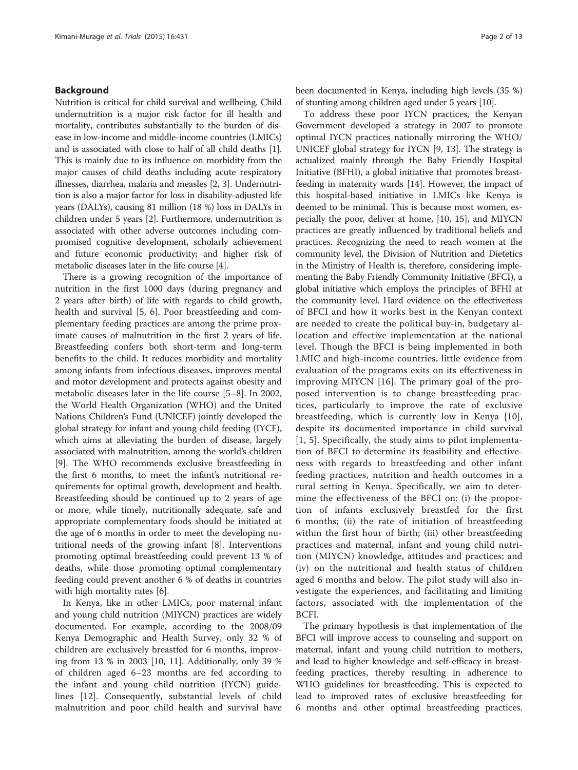## Background

Nutrition is critical for child survival and wellbeing. Child undernutrition is a major risk factor for ill health and mortality, contributes substantially to the burden of disease in low-income and middle-income countries (LMICs) and is associated with close to half of all child deaths [1]. This is mainly due to its influence on morbidity from the major causes of child deaths including acute respiratory illnesses, diarrhea, malaria and measles [2, 3]. Undernutrition is also a major factor for loss in disability-adjusted life years (DALYs), causing 81 million (18 %) loss in DALYs in children under 5 years [2]. Furthermore, undernutrition is associated with other adverse outcomes including compromised cognitive development, scholarly achievement and future economic productivity; and higher risk of metabolic diseases later in the life course [4].

There is a growing recognition of the importance of nutrition in the first 1000 days (during pregnancy and 2 years after birth) of life with regards to child growth, health and survival [5, 6]. Poor breastfeeding and complementary feeding practices are among the prime proximate causes of malnutrition in the first 2 years of life. Breastfeeding confers both short-term and long-term benefits to the child. It reduces morbidity and mortality among infants from infectious diseases, improves mental and motor development and protects against obesity and metabolic diseases later in the life course [5–8]. In 2002, the World Health Organization (WHO) and the United Nations Children's Fund (UNICEF) jointly developed the global strategy for infant and young child feeding (IYCF), which aims at alleviating the burden of disease, largely associated with malnutrition, among the world's children [9]. The WHO recommends exclusive breastfeeding in the first 6 months, to meet the infant's nutritional requirements for optimal growth, development and health. Breastfeeding should be continued up to 2 years of age or more, while timely, nutritionally adequate, safe and appropriate complementary foods should be initiated at the age of 6 months in order to meet the developing nutritional needs of the growing infant [8]. Interventions promoting optimal breastfeeding could prevent 13 % of deaths, while those promoting optimal complementary feeding could prevent another 6 % of deaths in countries with high mortality rates [6].

In Kenya, like in other LMICs, poor maternal infant and young child nutrition (MIYCN) practices are widely documented. For example, according to the 2008/09 Kenya Demographic and Health Survey, only 32 % of children are exclusively breastfed for 6 months, improving from 13 % in 2003 [10, 11]. Additionally, only 39 % of children aged 6–23 months are fed according to the infant and young child nutrition (IYCN) guidelines [12]. Consequently, substantial levels of child malnutrition and poor child health and survival have been documented in Kenya, including high levels (35 %) of stunting among children aged under 5 years [10].

To address these poor IYCN practices, the Kenyan Government developed a strategy in 2007 to promote optimal IYCN practices nationally mirroring the WHO/UNICEF global strategy for IYCN [9, 13]. The strategy is actualized mainly through the Baby Friendly Hospital Initiative (BFHI), a global initiative that promotes breastfeeding in maternity wards [14]. However, the impact of this hospital-based initiative in LMICs like Kenya is deemed to be minimal. This is because most women, especially the poor, deliver at home, [10, 15], and MIYCN practices are greatly influenced by traditional beliefs and practices. Recognizing the need to reach women at the community level, the Division of Nutrition and Dietetics in the Ministry of Health is, therefore, considering implementing the Baby Friendly Community Initiative (BFCI), a global initiative which employs the principles of BFHI at the community level. Hard evidence on the effectiveness of BFCI and how it works best in the Kenyan context are needed to create the political buy-in, budgetary allocation and effective implementation at the national level. Though the BFCI is being implemented in both LMIC and high-income countries, little evidence from evaluation of the programs exits on its effectiveness in improving MIYCN [16]. The primary goal of the proposed intervention is to change breastfeeding practices, particularly to improve the rate of exclusive breastfeeding, which is currently low in Kenya [10], despite its documented importance in child survival [1, 5]. Specifically, the study aims to pilot implementation of BFCI to determine its feasibility and effectiveness with regards to breastfeeding and other infant feeding practices, nutrition and health outcomes in a rural setting in Kenya. Specifically, we aim to determine the effectiveness of the BFCI on: (i) the proportion of infants exclusively breastfed for the first 6 months; (ii) the rate of initiation of breastfeeding within the first hour of birth; (iii) other breastfeeding practices and maternal, infant and young child nutrition (MIYCN) knowledge, attitudes and practices; and (iv) on the nutritional and health status of children aged 6 months and below. The pilot study will also investigate the experiences, and facilitating and limiting factors, associated with the implementation of the BCFI.

The primary hypothesis is that implementation of the BFCI will improve access to counseling and support on maternal, infant and young child nutrition to mothers, and lead to higher knowledge and self-efficacy in breastfeeding practices, thereby resulting in adherence to WHO guidelines for breastfeeding. This is expected to lead to improved rates of exclusive breastfeeding for 6 months and other optimal breastfeeding practices.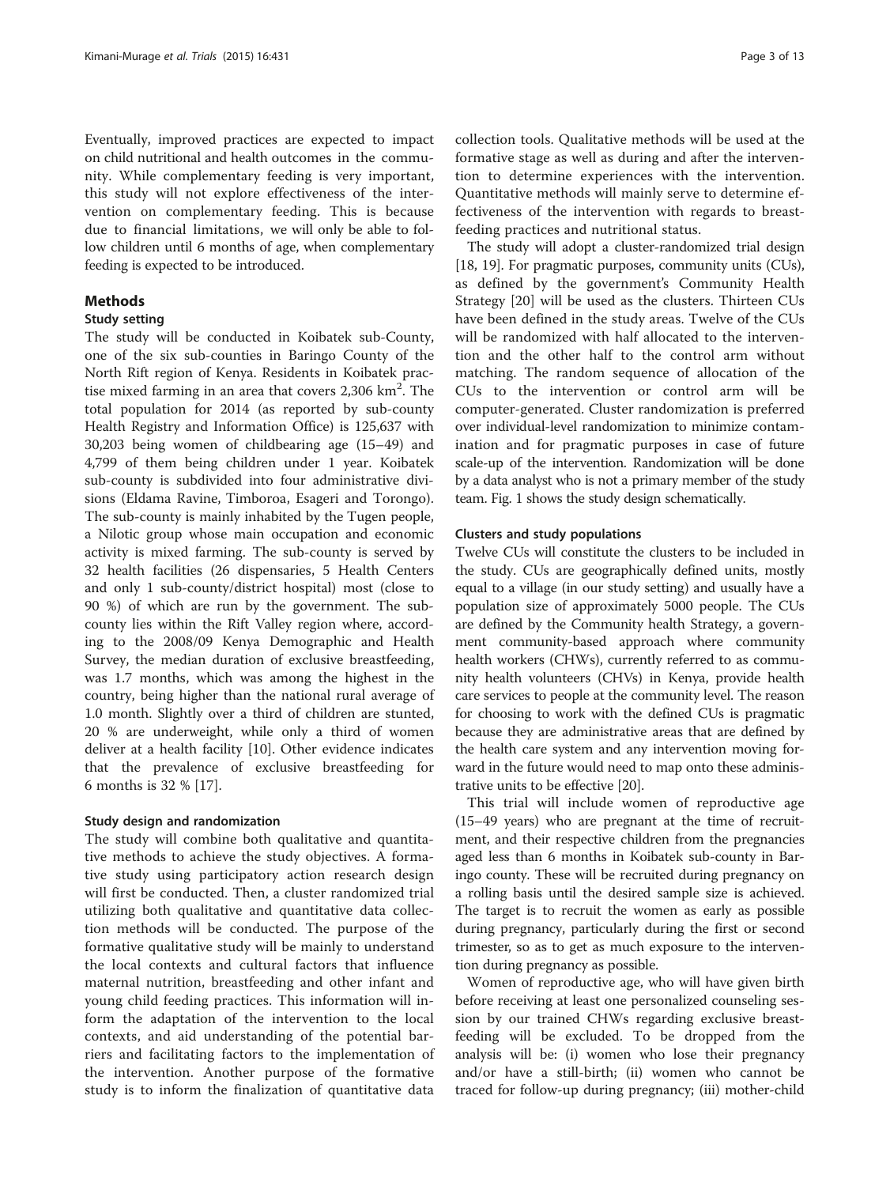Eventually, improved practices are expected to impact on child nutritional and health outcomes in the community. While complementary feeding is very important, this study will not explore effectiveness of the intervention on complementary feeding. This is because due to financial limitations, we will only be able to follow children until 6 months of age, when complementary feeding is expected to be introduced.

## Methods

### Study setting

The study will be conducted in Koibatek sub-County, one of the six sub-counties in Baringo County of the North Rift region of Kenya. Residents in Koibatek practise mixed farming in an area that covers 2,306 $km^2$. The total population for 2014 (as reported by sub-county Health Registry and Information Office) is 125,637 with 30,203 being women of childbearing age (15–49) and 4,799 of them being children under 1 year. Koibatek sub-county is subdivided into four administrative divisions (Eldama Ravine, Timboroa, Esageri and Torongo). The sub-county is mainly inhabited by the Tugen people, a Nilotic group whose main occupation and economic activity is mixed farming. The sub-county is served by 32 health facilities (26 dispensaries, 5 Health Centers and only 1 sub-county/district hospital) most (close to 90 %) of which are run by the government. The sub-county lies within the Rift Valley region where, according to the 2008/09 Kenya Demographic and Health Survey, the median duration of exclusive breastfeeding, was 1.7 months, which was among the highest in the country, being higher than the national rural average of 1.0 month. Slightly over a third of children are stunted, 20 % are underweight, while only a third of women deliver at a health facility [10]. Other evidence indicates that the prevalence of exclusive breastfeeding for 6 months is 32 % [17].

### Study design and randomization

The study will combine both qualitative and quantitative methods to achieve the study objectives. A formative study using participatory action research design will first be conducted. Then, a cluster randomized trial utilizing both qualitative and quantitative data collection methods will be conducted. The purpose of the formative qualitative study will be mainly to understand the local contexts and cultural factors that influence maternal nutrition, breastfeeding and other infant and young child feeding practices. This information will inform the adaptation of the intervention to the local contexts, and aid understanding of the potential barriers and facilitating factors to the implementation of the intervention. Another purpose of the formative study is to inform the finalization of quantitative data collection tools. Qualitative methods will be used at the formative stage as well as during and after the intervention to determine experiences with the intervention. Quantitative methods will mainly serve to determine effectiveness of the intervention with regards to breastfeeding practices and nutritional status.

The study will adopt a cluster-randomized trial design [18, 19]. For pragmatic purposes, community units (CUs), as defined by the government's Community Health Strategy [20] will be used as the clusters. Thirteen CUs have been defined in the study areas. Twelve of the CUs will be randomized with half allocated to the intervention and the other half to the control arm without matching. The random sequence of allocation of the CUs to the intervention or control arm will be computer-generated. Cluster randomization is preferred over individual-level randomization to minimize contamination and for pragmatic purposes in case of future scale-up of the intervention. Randomization will be done by a data analyst who is not a primary member of the study team. Fig. 1 shows the study design schematically.

### Clusters and study populations

Twelve CUs will constitute the clusters to be included in the study. CUs are geographically defined units, mostly equal to a village (in our study setting) and usually have a population size of approximately 5000 people. The CUs are defined by the Community health Strategy, a government community-based approach where community health workers (CHWs), currently referred to as community health volunteers (CHVs) in Kenya, provide health care services to people at the community level. The reason for choosing to work with the defined CUs is pragmatic because they are administrative areas that are defined by the health care system and any intervention moving forward in the future would need to map onto these administrative units to be effective [20].

This trial will include women of reproductive age (15–49 years) who are pregnant at the time of recruitment, and their respective children from the pregnancies aged less than 6 months in Koibatek sub-county in Baringo county. These will be recruited during pregnancy on a rolling basis until the desired sample size is achieved. The target is to recruit the women as early as possible during pregnancy, particularly during the first or second trimester, so as to get as much exposure to the intervention during pregnancy as possible.

Women of reproductive age, who will have given birth before receiving at least one personalized counseling session by our trained CHWs regarding exclusive breastfeeding will be excluded. To be dropped from the analysis will be: (i) women who lose their pregnancy and/or have a still-birth; (ii) women who cannot be traced for follow-up during pregnancy; (iii) mother-child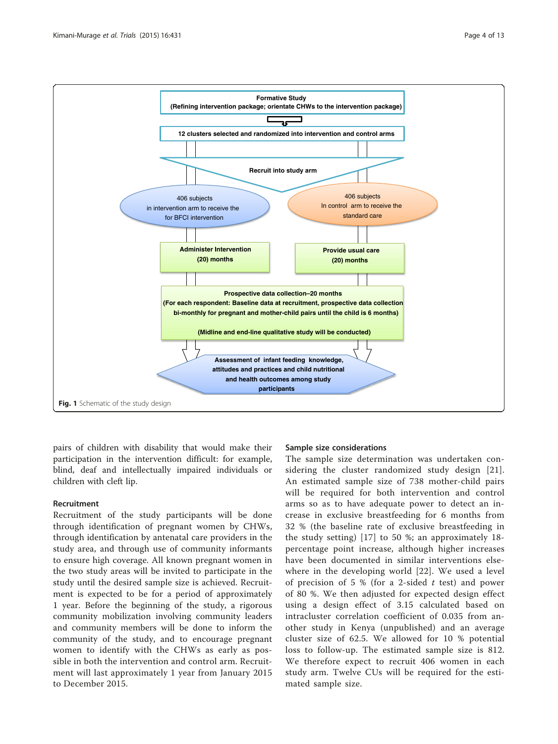Formative Study
(Refining intervention package; orientate CHWs to the intervention package)

12 clusters selected and randomized into intervention and control arms

Recruit into study arm

406 subjects in intervention arm to receive the for BFCI intervention

406 subjects In control arm to receive the standard care

Administer Intervention (20) months

Provide usual care (20) months

Prospective data collection–20 months
(For each respondent: Baseline data at recruitment, prospective data collection bi-monthly for pregnant and mother-child pairs until the child is 6 months)

(Midline and end-line qualitative study will be conducted)

Assessment of infant feeding knowledge, attitudes and practices and child nutritional and health outcomes among study participants

**Fig. 1** Schematic of the study design

pairs of children with disability that would make their participation in the intervention difficult: for example, blind, deaf and intellectually impaired individuals or children with cleft lip.

### Recruitment

Recruitment of the study participants will be done through identification of pregnant women by CHWs, through identification by antenatal care providers in the study area, and through use of community informants to ensure high coverage. All known pregnant women in the two study areas will be invited to participate in the study until the desired sample size is achieved. Recruitment is expected to be for a period of approximately 1 year. Before the beginning of the study, a rigorous community mobilization involving community leaders and community members will be done to inform the community of the study, and to encourage pregnant women to identify with the CHWs as early as possible in both the intervention and control arm. Recruitment will last approximately 1 year from January 2015 to December 2015.

### Sample size considerations

The sample size determination was undertaken considering the cluster randomized study design [21]. An estimated sample size of 738 mother-child pairs will be required for both intervention and control arms so as to have adequate power to detect an increase in exclusive breastfeeding for 6 months from 32 % (the baseline rate of exclusive breastfeeding in the study setting) [17] to 50 %; an approximately 18-percentage point increase, although higher increases have been documented in similar interventions elsewhere in the developing world [22]. We used a level of precision of 5 % (for a 2-sided *t* test) and power of 80 %. We then adjusted for expected design effect using a design effect of 3.15 calculated based on intracluster correlation coefficient of 0.035 from another study in Kenya (unpublished) and an average cluster size of 62.5. We allowed for 10 % potential loss to follow-up. The estimated sample size is 812. We therefore expect to recruit 406 women in each study arm. Twelve CUs will be required for the estimated sample size.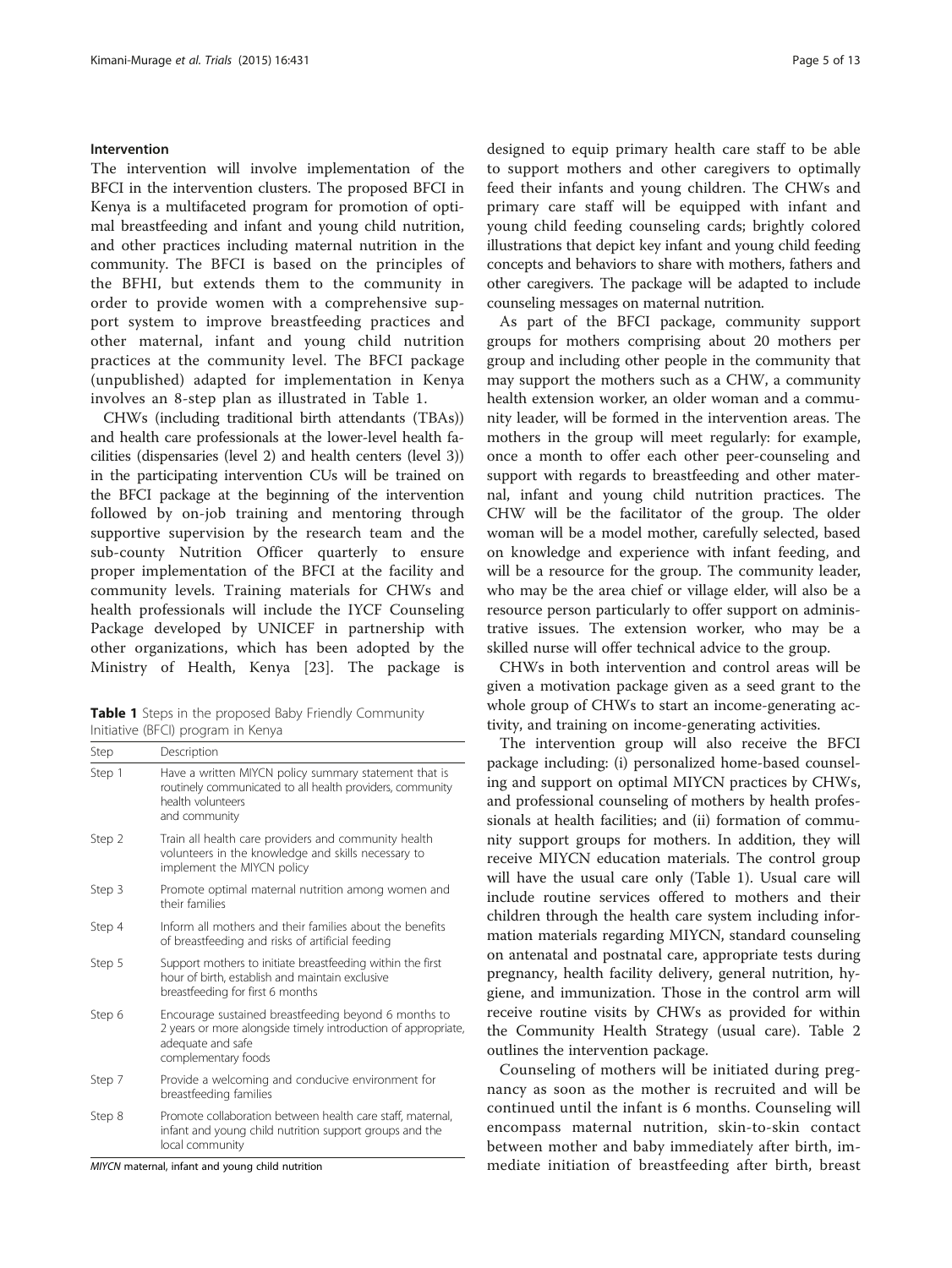#### Intervention

The intervention will involve implementation of the BFCI in the intervention clusters. The proposed BFCI in Kenya is a multifaceted program for promotion of optimal breastfeeding and infant and young child nutrition, and other practices including maternal nutrition in the community. The BFCI is based on the principles of the BFHI, but extends them to the community in order to provide women with a comprehensive support system to improve breastfeeding practices and other maternal, infant and young child nutrition practices at the community level. The BFCI package (unpublished) adapted for implementation in Kenya involves an 8-step plan as illustrated in Table 1.

CHWs (including traditional birth attendants (TBAs)) and health care professionals at the lower-level health facilities (dispensaries (level 2) and health centers (level 3)) in the participating intervention CUs will be trained on the BFCI package at the beginning of the intervention followed by on-job training and mentoring through supportive supervision by the research team and the sub-county Nutrition Officer quarterly to ensure proper implementation of the BFCI at the facility and community levels. Training materials for CHWs and health professionals will include the IYCF Counseling Package developed by UNICEF in partnership with other organizations, which has been adopted by the Ministry of Health, Kenya [23]. The package is designed to equip primary health care staff to be able to support mothers and other caregivers to optimally feed their infants and young children. The CHWs and primary care staff will be equipped with infant and young child feeding counseling cards; brightly colored illustrations that depict key infant and young child feeding concepts and behaviors to share with mothers, fathers and other caregivers. The package will be adapted to include counseling messages on maternal nutrition.

**Table 1** Steps in the proposed Baby Friendly Community Initiative (BFCI) program in Kenya

| Step | Description |
|---|---|
| Step 1 | Have a written MIYCN policy summary statement that is routinely communicated to all health providers, community health volunteers and community |
| Step 2 | Train all health care providers and community health volunteers in the knowledge and skills necessary to implement the MIYCN policy |
| Step 3 | Promote optimal maternal nutrition among women and their families |
| Step 4 | Inform all mothers and their families about the benefits of breastfeeding and risks of artificial feeding |
| Step 5 | Support mothers to initiate breastfeeding within the first hour of birth, establish and maintain exclusive breastfeeding for first 6 months |
| Step 6 | Encourage sustained breastfeeding beyond 6 months to 2 years or more alongside timely introduction of appropriate, adequate and safe complementary foods |
| Step 7 | Provide a welcoming and conducive environment for breastfeeding families |
| Step 8 | Promote collaboration between health care staff, maternal, infant and young child nutrition support groups and the local community |

*MIYCN* maternal, infant and young child nutrition

As part of the BFCI package, community support groups for mothers comprising about 20 mothers per group and including other people in the community that may support the mothers such as a CHW, a community health extension worker, an older woman and a community leader, will be formed in the intervention areas. The mothers in the group will meet regularly: for example, once a month to offer each other peer-counseling and support with regards to breastfeeding and other maternal, infant and young child nutrition practices. The CHW will be the facilitator of the group. The older woman will be a model mother, carefully selected, based on knowledge and experience with infant feeding, and will be a resource for the group. The community leader, who may be the area chief or village elder, will also be a resource person particularly to offer support on administrative issues. The extension worker, who may be a skilled nurse will offer technical advice to the group.

CHWs in both intervention and control areas will be given a motivation package given as a seed grant to the whole group of CHWs to start an income-generating activity, and training on income-generating activities.

The intervention group will also receive the BFCI package including: (i) personalized home-based counseling and support on optimal MIYCN practices by CHWs, and professional counseling of mothers by health professionals at health facilities; and (ii) formation of community support groups for mothers. In addition, they will receive MIYCN education materials. The control group will have the usual care only (Table 1). Usual care will include routine services offered to mothers and their children through the health care system including information materials regarding MIYCN, standard counseling on antenatal and postnatal care, appropriate tests during pregnancy, health facility delivery, general nutrition, hygiene, and immunization. Those in the control arm will receive routine visits by CHWs as provided for within the Community Health Strategy (usual care). Table 2 outlines the intervention package.

Counseling of mothers will be initiated during pregnancy as soon as the mother is recruited and will be continued until the infant is 6 months. Counseling will encompass maternal nutrition, skin-to-skin contact between mother and baby immediately after birth, immediate initiation of breastfeeding after birth, breast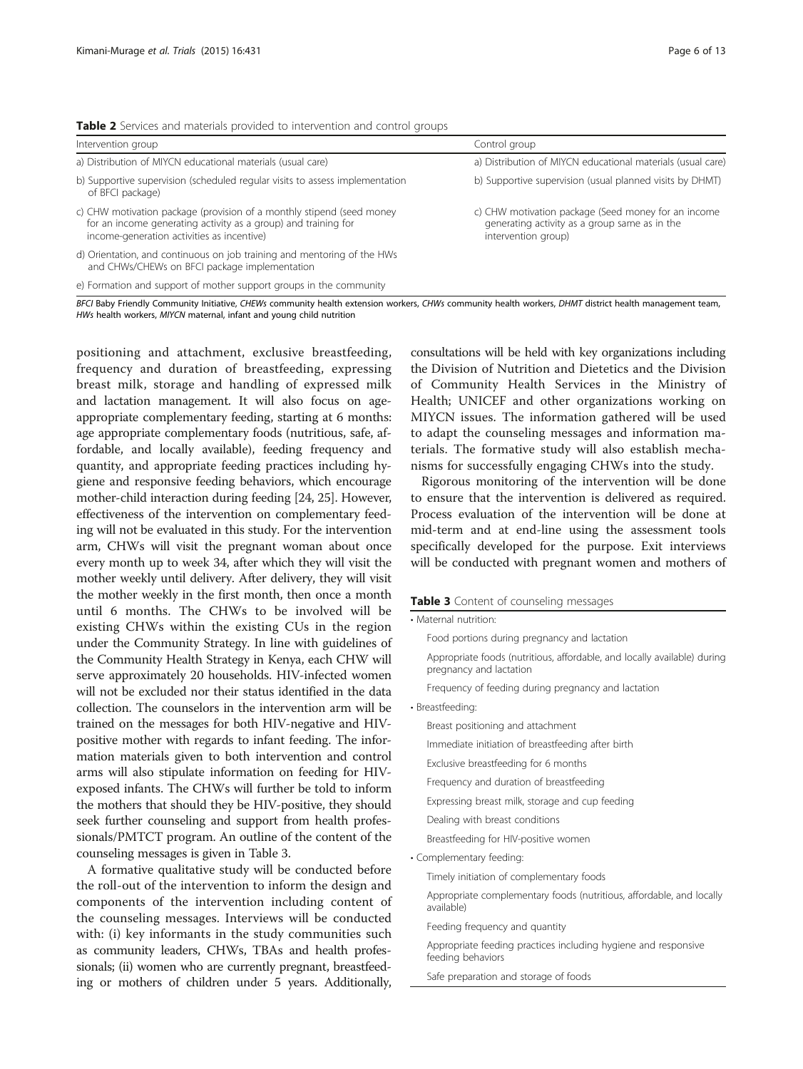**Table 2** Services and materials provided to intervention and control groups

| Intervention group | Control group |
| --- | --- |
| a) Distribution of MIYCN educational materials (usual care) | a) Distribution of MIYCN educational materials (usual care) |
| b) Supportive supervision (scheduled regular visits to assess implementation of BFCI package) | b) Supportive supervision (usual planned visits by DHMT) |
| c) CHW motivation package (provision of a monthly stipend (seed money for an income generating activity as a group) and training for income-generation activities as incentive) | c) CHW motivation package (Seed money for an income generating activity as a group same as in the intervention group) |
| d) Orientation, and continuous on job training and mentoring of the HWs and CHWs/CHEWs on BFCI package implementation | |
| e) Formation and support of mother support groups in the community | |

*BFCI* Baby Friendly Community Initiative, *CHEWs* community health extension workers, *CHWs* community health workers, *DHMT* district health management team, *HWs* health workers, *MIYCN* maternal, infant and young child nutrition

positioning and attachment, exclusive breastfeeding, frequency and duration of breastfeeding, expressing breast milk, storage and handling of expressed milk and lactation management. It will also focus on age-appropriate complementary feeding, starting at 6 months: age appropriate complementary foods (nutritious, safe, affordable, and locally available), feeding frequency and quantity, and appropriate feeding practices including hygiene and responsive feeding behaviors, which encourage mother-child interaction during feeding [24, 25]. However, effectiveness of the intervention on complementary feeding will not be evaluated in this study. For the intervention arm, CHWs will visit the pregnant woman about once every month up to week 34, after which they will visit the mother weekly until delivery. After delivery, they will visit the mother weekly in the first month, then once a month until 6 months. The CHWs to be involved will be existing CHWs within the existing CUs in the region under the Community Strategy. In line with guidelines of the Community Health Strategy in Kenya, each CHW will serve approximately 20 households. HIV-infected women will not be excluded nor their status identified in the data collection. The counselors in the intervention arm will be trained on the messages for both HIV-negative and HIV-positive mother with regards to infant feeding. The information materials given to both intervention and control arms will also stipulate information on feeding for HIV-exposed infants. The CHWs will further be told to inform the mothers that should they be HIV-positive, they should seek further counseling and support from health professionals/PMTCT program. An outline of the content of the counseling messages is given in Table 3.

A formative qualitative study will be conducted before the roll-out of the intervention to inform the design and components of the intervention including content of the counseling messages. Interviews will be conducted with: (i) key informants in the study communities such as community leaders, CHWs, TBAs and health professionals; (ii) women who are currently pregnant, breastfeeding or mothers of children under 5 years. Additionally, consultations will be held with key organizations including the Division of Nutrition and Dietetics and the Division of Community Health Services in the Ministry of Health; UNICEF and other organizations working on MIYCN issues. The information gathered will be used to adapt the counseling messages and information materials. The formative study will also establish mechanisms for successfully engaging CHWs into the study.

Rigorous monitoring of the intervention will be done to ensure that the intervention is delivered as required. Process evaluation of the intervention will be done at mid-term and at end-line using the assessment tools specifically developed for the purpose. Exit interviews will be conducted with pregnant women and mothers of

**Table 3** Content of counseling messages

| |
| --- |
| • Maternal nutrition: |
| Food portions during pregnancy and lactation |
| Appropriate foods (nutritious, affordable, and locally available) during pregnancy and lactation |
| Frequency of feeding during pregnancy and lactation |
| • Breastfeeding: |
| Breast positioning and attachment |
| Immediate initiation of breastfeeding after birth |
| Exclusive breastfeeding for 6 months |
| Frequency and duration of breastfeeding |
| Expressing breast milk, storage and cup feeding |
| Dealing with breast conditions |
| Breastfeeding for HIV-positive women |
| • Complementary feeding: |
| Timely initiation of complementary foods |
| Appropriate complementary foods (nutritious, affordable, and locally available) |
| Feeding frequency and quantity |
| Appropriate feeding practices including hygiene and responsive feeding behaviors |
| Safe preparation and storage of foods |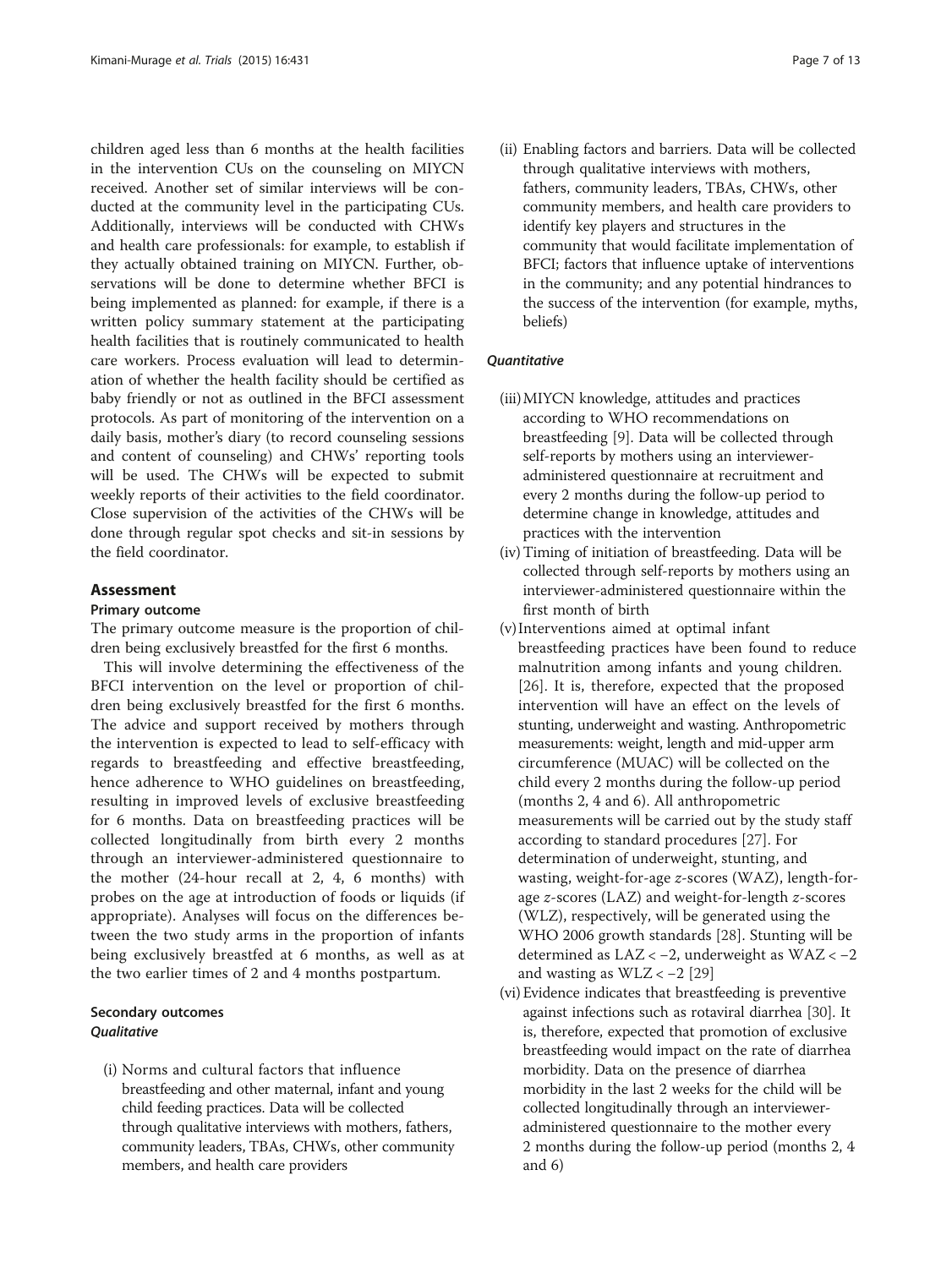children aged less than 6 months at the health facilities in the intervention CUs on the counseling on MIYCN received. Another set of similar interviews will be conducted at the community level in the participating CUs. Additionally, interviews will be conducted with CHWs and health care professionals: for example, to establish if they actually obtained training on MIYCN. Further, observations will be done to determine whether BFCI is being implemented as planned: for example, if there is a written policy summary statement at the participating health facilities that is routinely communicated to health care workers. Process evaluation will lead to determination of whether the health facility should be certified as baby friendly or not as outlined in the BFCI assessment protocols. As part of monitoring of the intervention on a daily basis, mother's diary (to record counseling sessions and content of counseling) and CHWs' reporting tools will be used. The CHWs will be expected to submit weekly reports of their activities to the field coordinator. Close supervision of the activities of the CHWs will be done through regular spot checks and sit-in sessions by the field coordinator.

## Assessment

### Primary outcome

The primary outcome measure is the proportion of children being exclusively breastfed for the first 6 months.

This will involve determining the effectiveness of the BFCI intervention on the level or proportion of children being exclusively breastfed for the first 6 months. The advice and support received by mothers through the intervention is expected to lead to self-efficacy with regards to breastfeeding and effective breastfeeding, hence adherence to WHO guidelines on breastfeeding, resulting in improved levels of exclusive breastfeeding for 6 months. Data on breastfeeding practices will be collected longitudinally from birth every 2 months through an interviewer-administered questionnaire to the mother (24-hour recall at 2, 4, 6 months) with probes on the age at introduction of foods or liquids (if appropriate). Analyses will focus on the differences between the two study arms in the proportion of infants being exclusively breastfed at 6 months, as well as at the two earlier times of 2 and 4 months postpartum.

### Secondary outcomes

#### *Qualitative*

(i) Norms and cultural factors that influence breastfeeding and other maternal, infant and young child feeding practices. Data will be collected through qualitative interviews with mothers, fathers, community leaders, TBAs, CHWs, other community members, and health care providers

(ii) Enabling factors and barriers. Data will be collected through qualitative interviews with mothers, fathers, community leaders, TBAs, CHWs, other community members, and health care providers to identify key players and structures in the community that would facilitate implementation of BFCI; factors that influence uptake of interventions in the community; and any potential hindrances to the success of the intervention (for example, myths, beliefs)

#### *Quantitative*

(iii) MIYCN knowledge, attitudes and practices according to WHO recommendations on breastfeeding [9]. Data will be collected through self-reports by mothers using an interviewer-administered questionnaire at recruitment and every 2 months during the follow-up period to determine change in knowledge, attitudes and practices with the intervention

(iv) Timing of initiation of breastfeeding. Data will be collected through self-reports by mothers using an interviewer-administered questionnaire within the first month of birth

(v) Interventions aimed at optimal infant breastfeeding practices have been found to reduce malnutrition among infants and young children. [26]. It is, therefore, expected that the proposed intervention will have an effect on the levels of stunting, underweight and wasting. Anthropometric measurements: weight, length and mid-upper arm circumference (MUAC) will be collected on the child every 2 months during the follow-up period (months 2, 4 and 6). All anthropometric measurements will be carried out by the study staff according to standard procedures [27]. For determination of underweight, stunting, and wasting, weight-for-age *z*-scores (WAZ), length-for-age *z*-scores (LAZ) and weight-for-length *z*-scores (WLZ), respectively, will be generated using the WHO 2006 growth standards [28]. Stunting will be determined as $LAZ < -2$, underweight as $WAZ < -2$ and wasting as $WLZ < -2$ [29]

(vi) Evidence indicates that breastfeeding is preventive against infections such as rotaviral diarrhea [30]. It is, therefore, expected that promotion of exclusive breastfeeding would impact on the rate of diarrhea morbidity. Data on the presence of diarrhea morbidity in the last 2 weeks for the child will be collected longitudinally through an interviewer-administered questionnaire to the mother every 2 months during the follow-up period (months 2, 4 and 6)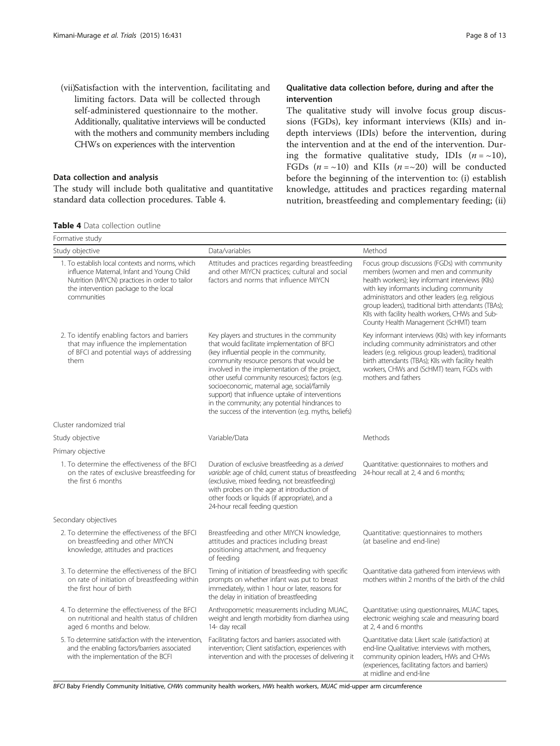(vii)Satisfaction with the intervention, facilitating and limiting factors. Data will be collected through self-administered questionnaire to the mother. Additionally, qualitative interviews will be conducted with the mothers and community members including CHWs on experiences with the intervention

## Data collection and analysis

The study will include both qualitative and quantitative standard data collection procedures. Table 4.

## Qualitative data collection before, during and after the intervention

The qualitative study will involve focus group discussions (FGDs), key informant interviews (KIIs) and in-depth interviews (IDIs) before the intervention, during the intervention and at the end of the intervention. During the formative qualitative study, IDIs ($n = \sim10$), FGDs ($n = \sim10$) and KIIs ($n = \sim20$) will be conducted before the beginning of the intervention to: (i) establish knowledge, attitudes and practices regarding maternal nutrition, breastfeeding and complementary feeding; (ii)

**Table 4** Data collection outline

| Formative study | | |
|---|---|---|
| Study objective | Data/variables | Method |
| 1. To establish local contexts and norms, which influence Maternal, Infant and Young Child Nutrition (MIYCN) practices in order to tailor the intervention package to the local communities | Attitudes and practices regarding breastfeeding and other MIYCN practices; cultural and social factors and norms that influence MIYCN | Focus group discussions (FGDs) with community members (women and men and community health workers); key informant interviews (KIIs) with key informants including community administrators and other leaders (e.g. religious group leaders), traditional birth attendants (TBAs); KIIs with facility health workers, CHWs and Sub-County Health Management (ScHMT) team |
| 2. To identify enabling factors and barriers that may influence the implementation of BFCI and potential ways of addressing them | Key players and structures in the community that would facilitate implementation of BFCI (key influential people in the community, community resource persons that would be involved in the implementation of the project, other useful community resources); factors (e.g. socioeconomic, maternal age, social/family support) that influence uptake of interventions in the community; any potential hindrances to the success of the intervention (e.g. myths, beliefs) | Key informant interviews (KIIs) with key informants including community administrators and other leaders (e.g. religious group leaders), traditional birth attendants (TBAs); KIIs with facility health workers, CHWs and (ScHMT) team, FGDs with mothers and fathers |
| Cluster randomized trial | | |
| Study objective | Variable/Data | Methods |
| Primary objective | | |
| 1. To determine the effectiveness of the BFCI on the rates of exclusive breastfeeding for the first 6 months | Duration of exclusive breastfeeding as a *derived variable*: age of child, current status of breastfeeding (exclusive, mixed feeding, not breastfeeding) with probes on the age at introduction of other foods or liquids (if appropriate), and a 24-hour recall feeding question | Quantitative: questionnaires to mothers and 24-hour recall at 2, 4 and 6 months; |
| Secondary objectives | | |
| 2. To determine the effectiveness of the BFCI on breastfeeding and other MIYCN knowledge, attitudes and practices | Breastfeeding and other MIYCN knowledge, attitudes and practices including breast positioning attachment, and frequency of feeding | Quantitative: questionnaires to mothers (at baseline and end-line) |
| 3. To determine the effectiveness of the BFCI on rate of initiation of breastfeeding within the first hour of birth | Timing of initiation of breastfeeding with specific prompts on whether infant was put to breast immediately, within 1 hour or later, reasons for the delay in initiation of breastfeeding | Quantitative data gathered from interviews with mothers within 2 months of the birth of the child |
| 4. To determine the effectiveness of the BFCI on nutritional and health status of children aged 6 months and below. | Anthropometric measurements including MUAC, weight and length morbidity from diarrhea using 14- day recall | Quantitative: using questionnaires, MUAC tapes, electronic weighing scale and measuring board at 2, 4 and 6 months |
| 5. To determine satisfaction with the intervention, and the enabling factors/barriers associated with the implementation of the BFCI | Facilitating factors and barriers associated with intervention; Client satisfaction, experiences with intervention and with the processes of delivering it | Quantitative data: Likert scale (satisfaction) at end-line Qualitative: interviews with mothers, community opinion leaders, HWs and CHWs (experiences, facilitating factors and barriers) at midline and end-line |

*BFCI* Baby Friendly Community Initiative, *CHWs* community health workers, *HWs* health workers, *MUAC* mid-upper arm circumference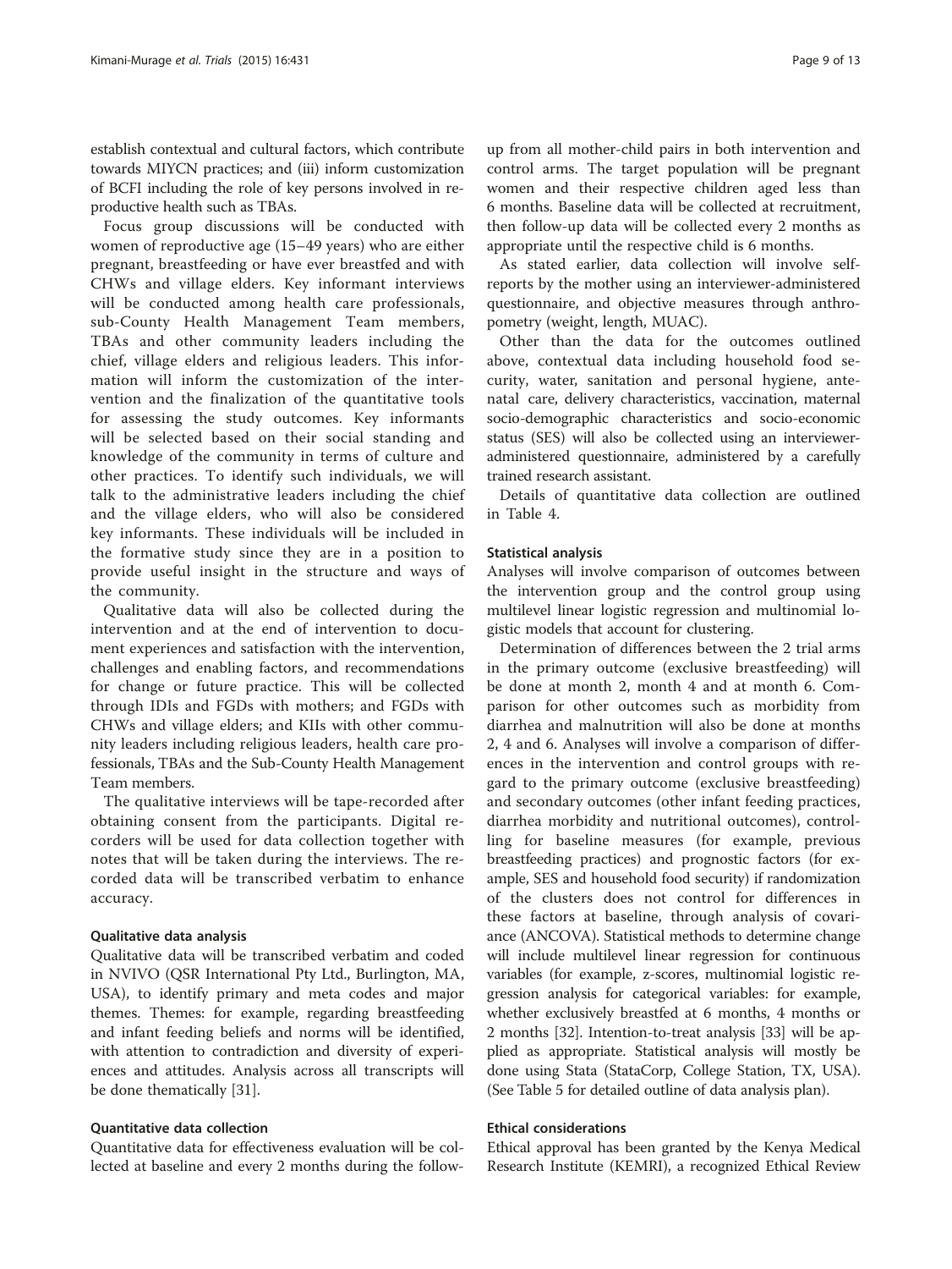establish contextual and cultural factors, which contribute towards MIYCN practices; and (iii) inform customization of BCFI including the role of key persons involved in reproductive health such as TBAs.

Focus group discussions will be conducted with women of reproductive age (15–49 years) who are either pregnant, breastfeeding or have ever breastfed and with CHWs and village elders. Key informant interviews will be conducted among health care professionals, sub-County Health Management Team members, TBAs and other community leaders including the chief, village elders and religious leaders. This information will inform the customization of the intervention and the finalization of the quantitative tools for assessing the study outcomes. Key informants will be selected based on their social standing and knowledge of the community in terms of culture and other practices. To identify such individuals, we will talk to the administrative leaders including the chief and the village elders, who will also be considered key informants. These individuals will be included in the formative study since they are in a position to provide useful insight in the structure and ways of the community.

Qualitative data will also be collected during the intervention and at the end of intervention to document experiences and satisfaction with the intervention, challenges and enabling factors, and recommendations for change or future practice. This will be collected through IDIs and FGDs with mothers; and FGDs with CHWs and village elders; and KIIs with other community leaders including religious leaders, health care professionals, TBAs and the Sub-County Health Management Team members.

The qualitative interviews will be tape-recorded after obtaining consent from the participants. Digital recorders will be used for data collection together with notes that will be taken during the interviews. The recorded data will be transcribed verbatim to enhance accuracy.

#### Qualitative data analysis

Qualitative data will be transcribed verbatim and coded in NVIVO (QSR International Pty Ltd., Burlington, MA, USA), to identify primary and meta codes and major themes. Themes: for example, regarding breastfeeding and infant feeding beliefs and norms will be identified, with attention to contradiction and diversity of experiences and attitudes. Analysis across all transcripts will be done thematically [31].

#### Quantitative data collection

Quantitative data for effectiveness evaluation will be collected at baseline and every 2 months during the follow-up from all mother-child pairs in both intervention and control arms. The target population will be pregnant women and their respective children aged less than 6 months. Baseline data will be collected at recruitment, then follow-up data will be collected every 2 months as appropriate until the respective child is 6 months.

As stated earlier, data collection will involve self-reports by the mother using an interviewer-administered questionnaire, and objective measures through anthropometry (weight, length, MUAC).

Other than the data for the outcomes outlined above, contextual data including household food security, water, sanitation and personal hygiene, antenatal care, delivery characteristics, vaccination, maternal socio-demographic characteristics and socio-economic status (SES) will also be collected using an interviewer-administered questionnaire, administered by a carefully trained research assistant.

Details of quantitative data collection are outlined in Table 4.

#### Statistical analysis

Analyses will involve comparison of outcomes between the intervention group and the control group using multilevel linear logistic regression and multinomial logistic models that account for clustering.

Determination of differences between the 2 trial arms in the primary outcome (exclusive breastfeeding) will be done at month 2, month 4 and at month 6. Comparison for other outcomes such as morbidity from diarrhea and malnutrition will also be done at months 2, 4 and 6. Analyses will involve a comparison of differences in the intervention and control groups with regard to the primary outcome (exclusive breastfeeding) and secondary outcomes (other infant feeding practices, diarrhea morbidity and nutritional outcomes), controlling for baseline measures (for example, previous breastfeeding practices) and prognostic factors (for example, SES and household food security) if randomization of the clusters does not control for differences in these factors at baseline, through analysis of covariance (ANCOVA). Statistical methods to determine change will include multilevel linear regression for continuous variables (for example, z-scores, multinomial logistic regression analysis for categorical variables: for example, whether exclusively breastfed at 6 months, 4 months or 2 months [32]. Intention-to-treat analysis [33] will be applied as appropriate. Statistical analysis will mostly be done using Stata (StataCorp, College Station, TX, USA). (See Table 5 for detailed outline of data analysis plan).

#### Ethical considerations

Ethical approval has been granted by the Kenya Medical Research Institute (KEMRI), a recognized Ethical Review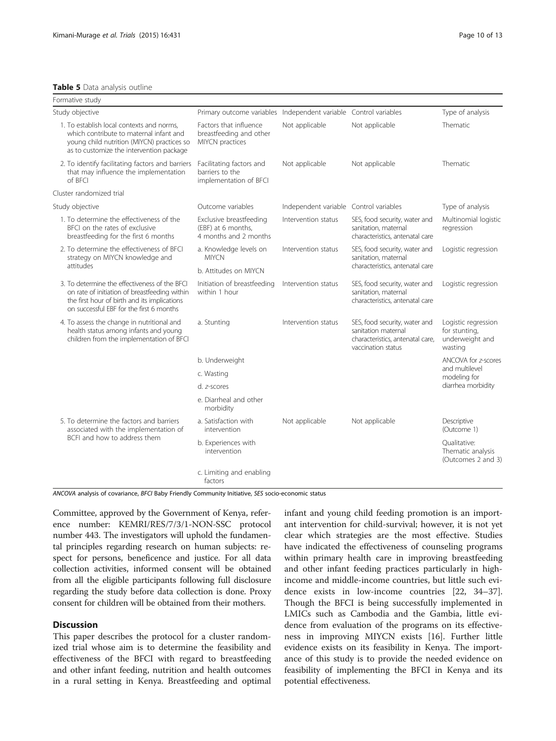**Table 5** Data analysis outline

| Formative study | | | | |
|---|---|---|---|---|
| Study objective | Primary outcome variables | Independent variable | Control variables | Type of analysis |
| 1. To establish local contexts and norms, which contribute to maternal infant and young child nutrition (MIYCN) practices so as to customize the intervention package | Factors that influence breastfeeding and other MIYCN practices | Not applicable | Not applicable | Thematic |
| 2. To identify facilitating factors and barriers that may influence the implementation of BFCI | Facilitating factors and barriers to the implementation of BFCI | Not applicable | Not applicable | Thematic |
| Cluster randomized trial | | | | |
| Study objective | Outcome variables | Independent variable | Control variables | Type of analysis |
| 1. To determine the effectiveness of the BFCI on the rates of exclusive breastfeeding for the first 6 months | Exclusive breastfeeding (EBF) at 6 months, 4 months and 2 months | Intervention status | SES, food security, water and sanitation, maternal characteristics, antenatal care | Multinomial logistic regression |
| 2. To determine the effectiveness of BFCI strategy on MIYCN knowledge and attitudes | a. Knowledge levels on MIYCN | Intervention status | SES, food security, water and sanitation, maternal characteristics, antenatal care | Logistic regression |
| | b. Attitudes on MIYCN | | | |
| 3. To determine the effectiveness of the BFCI on rate of initiation of breastfeeding within the first hour of birth and its implications on successful EBF for the first 6 months | Initiation of breastfeeding within 1 hour | Intervention status | SES, food security, water and sanitation, maternal characteristics, antenatal care | Logistic regression |
| 4. To assess the change in nutritional and health status among infants and young children from the implementation of BFCI | a. Stunting | Intervention status | SES, food security, water and sanitation maternal characteristics, antenatal care, vaccination status | Logistic regression for stunting, underweight and wasting |
| | b. Underweight | | | ANCOVA for *z*-scores and multilevel modeling for diarrhea morbidity |
| | c. Wasting | | | |
| | d. *z*-scores | | | |
| | e. Diarrheal and other morbidity | | | |
| 5. To determine the factors and barriers associated with the implementation of BCFI and how to address them | a. Satisfaction with intervention | Not applicable | Not applicable | Descriptive (Outcome 1) |
| | b. Experiences with intervention | | | Qualitative: Thematic analysis (Outcomes 2 and 3) |
| | c. Limiting and enabling factors | | | |

*ANCOVA* analysis of covariance, *BFCI* Baby Friendly Community Initiative, *SES* socio-economic status

Committee, approved by the Government of Kenya, reference number: KEMRI/RES/7/3/1-NON-SSC protocol number 443. The investigators will uphold the fundamental principles regarding research on human subjects: respect for persons, beneficence and justice. For all data collection activities, informed consent will be obtained from all the eligible participants following full disclosure regarding the study before data collection is done. Proxy consent for children will be obtained from their mothers.

## Discussion

This paper describes the protocol for a cluster randomized trial whose aim is to determine the feasibility and effectiveness of the BFCI with regard to breastfeeding and other infant feeding, nutrition and health outcomes in a rural setting in Kenya. Breastfeeding and optimal infant and young child feeding promotion is an important intervention for child-survival; however, it is not yet clear which strategies are the most effective. Studies have indicated the effectiveness of counseling programs within primary health care in improving breastfeeding and other infant feeding practices particularly in high-income and middle-income countries, but little such evidence exists in low-income countries [22, 34–37]. Though the BFCI is being successfully implemented in LMICs such as Cambodia and the Gambia, little evidence from evaluation of the programs on its effectiveness in improving MIYCN exists [16]. Further little evidence exists on its feasibility in Kenya. The importance of this study is to provide the needed evidence on feasibility of implementing the BFCI in Kenya and its potential effectiveness.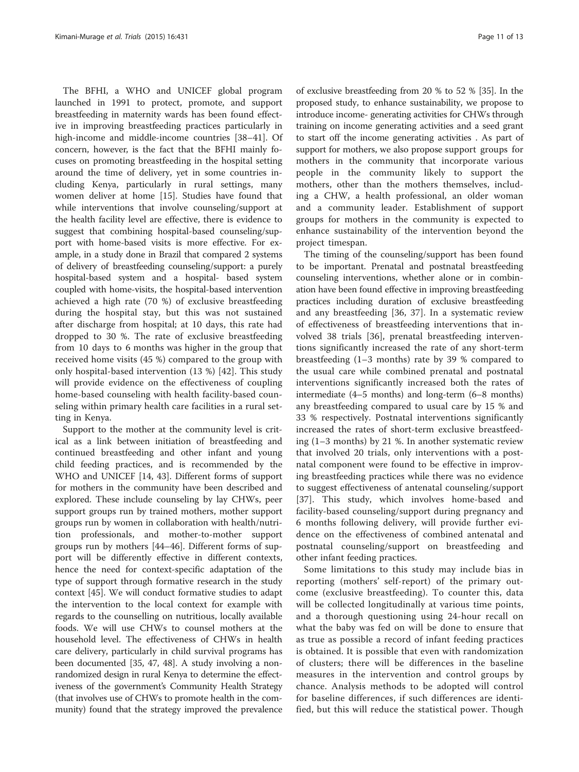The BFHI, a WHO and UNICEF global program launched in 1991 to protect, promote, and support breastfeeding in maternity wards has been found effective in improving breastfeeding practices particularly in high-income and middle-income countries [38–41]. Of concern, however, is the fact that the BFHI mainly focuses on promoting breastfeeding in the hospital setting around the time of delivery, yet in some countries including Kenya, particularly in rural settings, many women deliver at home [15]. Studies have found that while interventions that involve counseling/support at the health facility level are effective, there is evidence to suggest that combining hospital-based counseling/support with home-based visits is more effective. For example, in a study done in Brazil that compared 2 systems of delivery of breastfeeding counseling/support: a purely hospital-based system and a hospital- based system coupled with home-visits, the hospital-based intervention achieved a high rate (70 %) of exclusive breastfeeding during the hospital stay, but this was not sustained after discharge from hospital; at 10 days, this rate had dropped to 30 %. The rate of exclusive breastfeeding from 10 days to 6 months was higher in the group that received home visits (45 %) compared to the group with only hospital-based intervention (13 %) [42]. This study will provide evidence on the effectiveness of coupling home-based counseling with health facility-based counseling within primary health care facilities in a rural setting in Kenya.

Support to the mother at the community level is critical as a link between initiation of breastfeeding and continued breastfeeding and other infant and young child feeding practices, and is recommended by the WHO and UNICEF [14, 43]. Different forms of support for mothers in the community have been described and explored. These include counseling by lay CHWs, peer support groups run by trained mothers, mother support groups run by women in collaboration with health/nutrition professionals, and mother-to-mother support groups run by mothers [44–46]. Different forms of support will be differently effective in different contexts, hence the need for context-specific adaptation of the type of support through formative research in the study context [45]. We will conduct formative studies to adapt the intervention to the local context for example with regards to the counselling on nutritious, locally available foods. We will use CHWs to counsel mothers at the household level. The effectiveness of CHWs in health care delivery, particularly in child survival programs has been documented [35, 47, 48]. A study involving a non-randomized design in rural Kenya to determine the effectiveness of the government's Community Health Strategy (that involves use of CHWs to promote health in the community) found that the strategy improved the prevalence of exclusive breastfeeding from 20 % to 52 % [35]. In the proposed study, to enhance sustainability, we propose to introduce income- generating activities for CHWs through training on income generating activities and a seed grant to start off the income generating activities . As part of support for mothers, we also propose support groups for mothers in the community that incorporate various people in the community likely to support the mothers, other than the mothers themselves, including a CHW, a health professional, an older woman and a community leader. Establishment of support groups for mothers in the community is expected to enhance sustainability of the intervention beyond the project timespan.

The timing of the counseling/support has been found to be important. Prenatal and postnatal breastfeeding counseling interventions, whether alone or in combination have been found effective in improving breastfeeding practices including duration of exclusive breastfeeding and any breastfeeding [36, 37]. In a systematic review of effectiveness of breastfeeding interventions that involved 38 trials [36], prenatal breastfeeding interventions significantly increased the rate of any short-term breastfeeding (1–3 months) rate by 39 % compared to the usual care while combined prenatal and postnatal interventions significantly increased both the rates of intermediate (4–5 months) and long-term (6–8 months) any breastfeeding compared to usual care by 15 % and 33 % respectively. Postnatal interventions significantly increased the rates of short-term exclusive breastfeeding (1–3 months) by 21 %. In another systematic review that involved 20 trials, only interventions with a postnatal component were found to be effective in improving breastfeeding practices while there was no evidence to suggest effectiveness of antenatal counseling/support [37]. This study, which involves home-based and facility-based counseling/support during pregnancy and 6 months following delivery, will provide further evidence on the effectiveness of combined antenatal and postnatal counseling/support on breastfeeding and other infant feeding practices.

Some limitations to this study may include bias in reporting (mothers' self-report) of the primary outcome (exclusive breastfeeding). To counter this, data will be collected longitudinally at various time points, and a thorough questioning using 24-hour recall on what the baby was fed on will be done to ensure that as true as possible a record of infant feeding practices is obtained. It is possible that even with randomization of clusters; there will be differences in the baseline measures in the intervention and control groups by chance. Analysis methods to be adopted will control for baseline differences, if such differences are identified, but this will reduce the statistical power. Though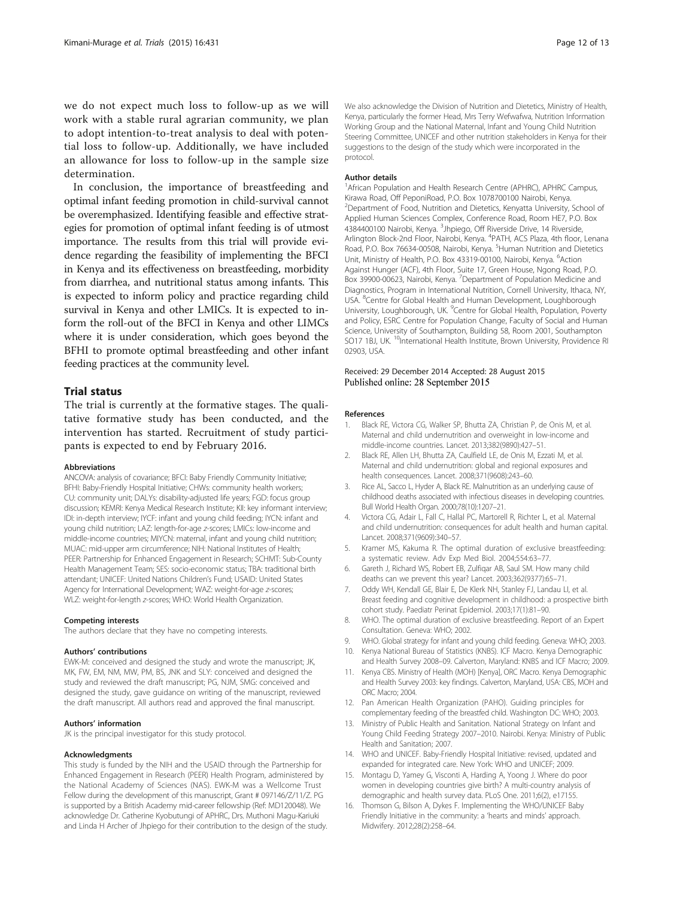we do not expect much loss to follow-up as we will work with a stable rural agrarian community, we plan to adopt intention-to-treat analysis to deal with potential loss to follow-up. Additionally, we have included an allowance for loss to follow-up in the sample size determination.

In conclusion, the importance of breastfeeding and optimal infant feeding promotion in child-survival cannot be overemphasized. Identifying feasible and effective strategies for promotion of optimal infant feeding is of utmost importance. The results from this trial will provide evidence regarding the feasibility of implementing the BFCI in Kenya and its effectiveness on breastfeeding, morbidity from diarrhea, and nutritional status among infants. This is expected to inform policy and practice regarding child survival in Kenya and other LMICs. It is expected to inform the roll-out of the BFCI in Kenya and other LIMCs where it is under consideration, which goes beyond the BFHI to promote optimal breastfeeding and other infant feeding practices at the community level.

## Trial status

The trial is currently at the formative stages. The qualitative formative study has been conducted, and the intervention has started. Recruitment of study participants is expected to end by February 2016.

#### Abbreviations

ANCOVA: analysis of covariance; BFCI: Baby Friendly Community Initiative; BFHI: Baby-Friendly Hospital Initiative; CHWs: community health workers; CU: community unit; DALYs: disability-adjusted life years; FGD: focus group discussion; KEMRI: Kenya Medical Research Institute; KII: key informant interview; IDI: in-depth interview; IYCF: infant and young child feeding; IYCN: infant and young child nutrition; LAZ: length-for-age *z*-scores; LMICs: low-income and middle-income countries; MIYCN: maternal, infant and young child nutrition; MUAC: mid-upper arm circumference; NIH: National Institutes of Health; PEER: Partnership for Enhanced Engagement in Research; SCHMT: Sub-County Health Management Team; SES: socio-economic status; TBA: traditional birth attendant; UNICEF: United Nations Children's Fund; USAID: United States Agency for International Development; WAZ: weight-for-age *z*-scores; WLZ: weight-for-length *z*-scores; WHO: World Health Organization.

#### Competing interests

The authors declare that they have no competing interests.

#### Authors' contributions

EWK-M: conceived and designed the study and wrote the manuscript; JK, MK, FW, EM, NM, MW, PM, BS, JNK and SLY: conceived and designed the study and reviewed the draft manuscript; PG, NJM, SMG: conceived and designed the study, gave guidance on writing of the manuscript, reviewed the draft manuscript. All authors read and approved the final manuscript.

#### Authors' information

JK is the principal investigator for this study protocol.

#### Acknowledgments

This study is funded by the NIH and the USAID through the Partnership for Enhanced Engagement in Research (PEER) Health Program, administered by the National Academy of Sciences (NAS). EWK-M was a Wellcome Trust Fellow during the development of this manuscript, Grant # 097146/Z/11/Z. PG is supported by a British Academy mid-career fellowship (Ref: MD120048). We acknowledge Dr. Catherine Kyobutungi of APHRC, Drs. Muthoni Magu-Kariuki and Linda H Archer of Jhpiego for their contribution to the design of the study. We also acknowledge the Division of Nutrition and Dietetics, Ministry of Health, Kenya, particularly the former Head, Mrs Terry Wefwafwa, Nutrition Information Working Group and the National Maternal, Infant and Young Child Nutrition Steering Committee, UNICEF and other nutrition stakeholders in Kenya for their suggestions to the design of the study which were incorporated in the protocol.

#### Author details

[1]African Population and Health Research Centre (APHRC), APHRC Campus, Kirawa Road, Off PeponiRoad, P.O. Box 1078700100 Nairobi, Kenya. [2]Department of Food, Nutrition and Dietetics, Kenyatta University, School of Applied Human Sciences Complex, Conference Road, Room HE7, P.O. Box 4384400100 Nairobi, Kenya. [3]Jhpiego, Off Riverside Drive, 14 Riverside, Arlington Block-2nd Floor, Nairobi, Kenya. [4]PATH, ACS Plaza, 4th floor, Lenana Road, P.O. Box 76634-00508, Nairobi, Kenya. [5]Human Nutrition and Dietetics Unit, Ministry of Health, P.O. Box 43319-00100, Nairobi, Kenya. [6]Action Against Hunger (ACF), 4th Floor, Suite 17, Green House, Ngong Road, P.O. Box 39900-00623, Nairobi, Kenya. [7]Department of Population Medicine and Diagnostics, Program in International Nutrition, Cornell University, Ithaca, NY, USA. [8]Centre for Global Health and Human Development, Loughborough University, Loughborough, UK. [9]Centre for Global Health, Population, Poverty and Policy, ESRC Centre for Population Change, Faculty of Social and Human Science, University of Southampton, Building 58, Room 2001, Southampton SO17 1BJ, UK. [10]International Health Institute, Brown University, Providence RI 02903, USA.

Received: 29 December 2014 Accepted: 28 August 2015
Published online: 28 September 2015

#### References

1. Black RE, Victora CG, Walker SP, Bhutta ZA, Christian P, de Onis M, et al. Maternal and child undernutrition and overweight in low-income and middle-income countries. Lancet. 2013;382(9890):427–51.
2. Black RE, Allen LH, Bhutta ZA, Caulfield LE, de Onis M, Ezzati M, et al. Maternal and child undernutrition: global and regional exposures and health consequences. Lancet. 2008;371(9608):243–60.
3. Rice AL, Sacco L, Hyder A, Black RE. Malnutrition as an underlying cause of childhood deaths associated with infectious diseases in developing countries. Bull World Health Organ. 2000;78(10):1207–21.
4. Victora CG, Adair L, Fall C, Hallal PC, Martorell R, Richter L, et al. Maternal and child undernutrition: consequences for adult health and human capital. Lancet. 2008;371(9609):340–57.
5. Kramer MS, Kakuma R. The optimal duration of exclusive breastfeeding: a systematic review. Adv Exp Med Biol. 2004;554:63–77.
6. Gareth J, Richard WS, Robert EB, Zulfiqar AB, Saul SM. How many child deaths can we prevent this year? Lancet. 2003;362(9377):65–71.
7. Oddy WH, Kendall GE, Blair E, De Klerk NH, Stanley FJ, Landau LI, et al. Breast feeding and cognitive development in childhood: a prospective birth cohort study. Paediatr Perinat Epidemiol. 2003;17(1):81–90.
8. WHO. The optimal duration of exclusive breastfeeding. Report of an Expert Consultation. Geneva: WHO; 2002.
9. WHO. Global strategy for infant and young child feeding. Geneva: WHO; 2003.
10. Kenya National Bureau of Statistics (KNBS). ICF Macro. Kenya Demographic and Health Survey 2008–09. Calverton, Maryland: KNBS and ICF Macro; 2009.
11. Kenya CBS. Ministry of Health (MOH) [Kenya], ORC Macro. Kenya Demographic and Health Survey 2003: key findings. Calverton, Maryland, USA: CBS, MOH and ORC Macro; 2004.
12. Pan American Health Organization (PAHO). Guiding principles for complementary feeding of the breastfed child. Washington DC: WHO; 2003.
13. Ministry of Public Health and Sanitation. National Strategy on Infant and Young Child Feeding Strategy 2007–2010. Nairobi. Kenya: Ministry of Public Health and Sanitation; 2007.
14. WHO and UNICEF. Baby-Friendly Hospital Initiative: revised, updated and expanded for integrated care. New York: WHO and UNICEF; 2009.
15. Montagu D, Yamey G, Visconti A, Harding A, Yoong J. Where do poor women in developing countries give birth? A multi-country analysis of demographic and health survey data. PLoS One. 2011;6(2), e17155.
16. Thomson G, Bilson A, Dykes F. Implementing the WHO/UNICEF Baby Friendly Initiative in the community: a 'hearts and minds' approach. Midwifery. 2012;28(2):258–64.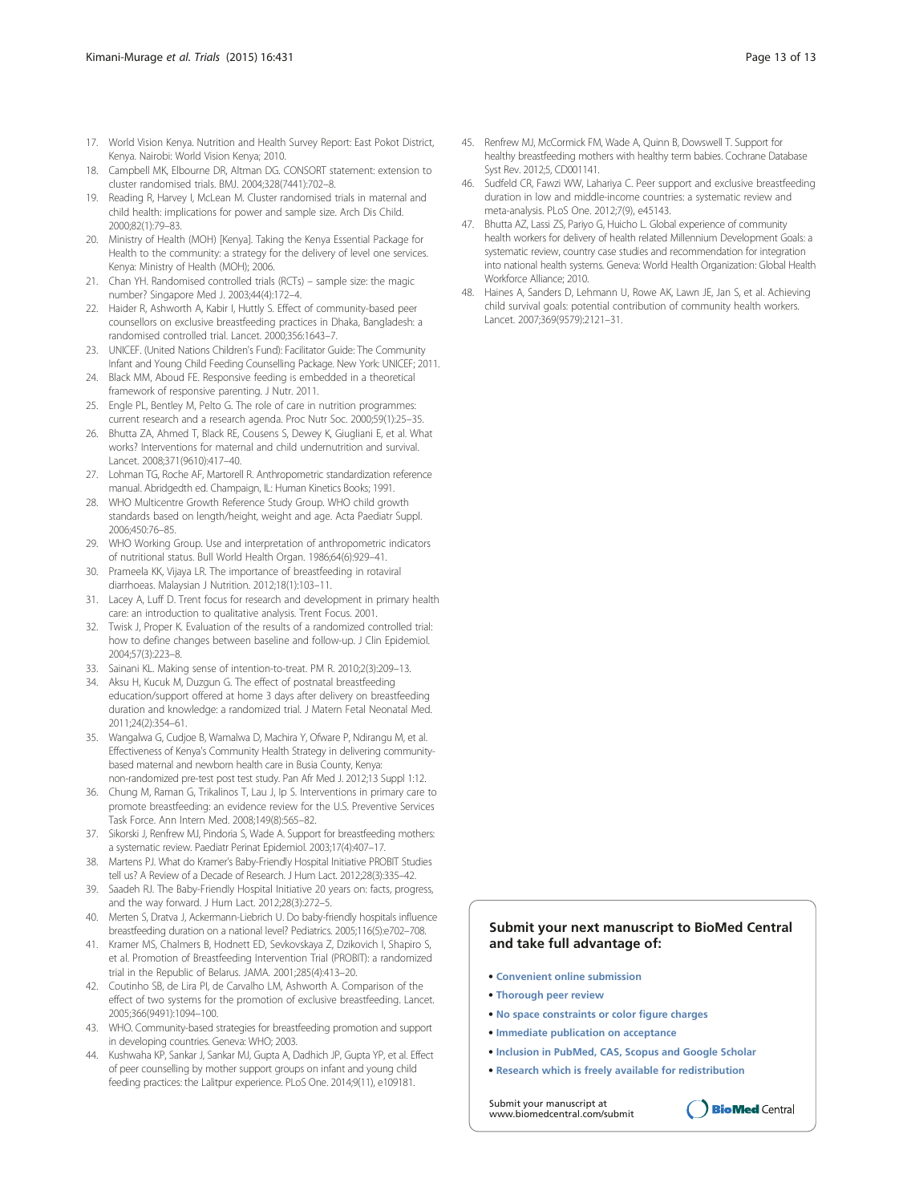17. World Vision Kenya. Nutrition and Health Survey Report: East Pokot District, Kenya. Nairobi: World Vision Kenya; 2010.
18. Campbell MK, Elbourne DR, Altman DG. CONSORT statement: extension to cluster randomised trials. BMJ. 2004;328(7441):702–8.
19. Reading R, Harvey I, McLean M. Cluster randomised trials in maternal and child health: implications for power and sample size. Arch Dis Child. 2000;82(1):79–83.
20. Ministry of Health (MOH) [Kenya]. Taking the Kenya Essential Package for Health to the community: a strategy for the delivery of level one services. Kenya: Ministry of Health (MOH); 2006.
21. Chan YH. Randomised controlled trials (RCTs) – sample size: the magic number? Singapore Med J. 2003;44(4):172–4.
22. Haider R, Ashworth A, Kabir I, Huttly S. Effect of community-based peer counsellors on exclusive breastfeeding practices in Dhaka, Bangladesh: a randomised controlled trial. Lancet. 2000;356:1643–7.
23. UNICEF. (United Nations Children's Fund): Facilitator Guide: The Community Infant and Young Child Feeding Counselling Package. New York: UNICEF; 2011.
24. Black MM, Aboud FE. Responsive feeding is embedded in a theoretical framework of responsive parenting. J Nutr. 2011.
25. Engle PL, Bentley M, Pelto G. The role of care in nutrition programmes: current research and a research agenda. Proc Nutr Soc. 2000;59(1):25–35.
26. Bhutta ZA, Ahmed T, Black RE, Cousens S, Dewey K, Giugliani E, et al. What works? Interventions for maternal and child undernutrition and survival. Lancet. 2008;371(9610):417–40.
27. Lohman TG, Roche AF, Martorell R. Anthropometric standardization reference manual. Abridgedth ed. Champaign, IL: Human Kinetics Books; 1991.
28. WHO Multicentre Growth Reference Study Group. WHO child growth standards based on length/height, weight and age. Acta Paediatr Suppl. 2006;450:76–85.
29. WHO Working Group. Use and interpretation of anthropometric indicators of nutritional status. Bull World Health Organ. 1986;64(6):929–41.
30. Prameela KK, Vijaya LR. The importance of breastfeeding in rotaviral diarrhoeas. Malaysian J Nutrition. 2012;18(1):103–11.
31. Lacey A, Luff D. Trent focus for research and development in primary health care: an introduction to qualitative analysis. Trent Focus. 2001.
32. Twisk J, Proper K. Evaluation of the results of a randomized controlled trial: how to define changes between baseline and follow-up. J Clin Epidemiol. 2004;57(3):223–8.
33. Sainani KL. Making sense of intention-to-treat. PM R. 2010;2(3):209–13.
34. Aksu H, Kucuk M, Duzgun G. The effect of postnatal breastfeeding education/support offered at home 3 days after delivery on breastfeeding duration and knowledge: a randomized trial. J Matern Fetal Neonatal Med. 2011;24(2):354–61.
35. Wangalwa G, Cudjoe B, Wamalwa D, Machira Y, Ofware P, Ndirangu M, et al. Effectiveness of Kenya's Community Health Strategy in delivering community-based maternal and newborn health care in Busia County, Kenya: non-randomized pre-test post test study. Pan Afr Med J. 2012;13 Suppl 1:12.
36. Chung M, Raman G, Trikalinos T, Lau J, Ip S. Interventions in primary care to promote breastfeeding: an evidence review for the U.S. Preventive Services Task Force. Ann Intern Med. 2008;149(8):565–82.
37. Sikorski J, Renfrew MJ, Pindoria S, Wade A. Support for breastfeeding mothers: a systematic review. Paediatr Perinat Epidemiol. 2003;17(4):407–17.
38. Martens PJ. What do Kramer's Baby-Friendly Hospital Initiative PROBIT Studies tell us? A Review of a Decade of Research. J Hum Lact. 2012;28(3):335–42.
39. Saadeh RJ. The Baby-Friendly Hospital Initiative 20 years on: facts, progress, and the way forward. J Hum Lact. 2012;28(3):272–5.
40. Merten S, Dratva J, Ackermann-Liebrich U. Do baby-friendly hospitals influence breastfeeding duration on a national level? Pediatrics. 2005;116(5):e702–708.
41. Kramer MS, Chalmers B, Hodnett ED, Sevkovskaya Z, Dzikovich I, Shapiro S, et al. Promotion of Breastfeeding Intervention Trial (PROBIT): a randomized trial in the Republic of Belarus. JAMA. 2001;285(4):413–20.
42. Coutinho SB, de Lira PI, de Carvalho LM, Ashworth A. Comparison of the effect of two systems for the promotion of exclusive breastfeeding. Lancet. 2005;366(9491):1094–100.
43. WHO. Community-based strategies for breastfeeding promotion and support in developing countries. Geneva: WHO; 2003.
44. Kushwaha KP, Sankar J, Sankar MJ, Gupta A, Dadhich JP, Gupta YP, et al. Effect of peer counselling by mother support groups on infant and young child feeding practices: the Lalitpur experience. PLoS One. 2014;9(11), e109181.
45. Renfrew MJ, McCormick FM, Wade A, Quinn B, Dowswell T. Support for healthy breastfeeding mothers with healthy term babies. Cochrane Database Syst Rev. 2012;5, CD001141.
46. Sudfeld CR, Fawzi WW, Lahariya C. Peer support and exclusive breastfeeding duration in low and middle-income countries: a systematic review and meta-analysis. PLoS One. 2012;7(9), e45143.
47. Bhutta AZ, Lassi ZS, Pariyo G, Huicho L. Global experience of community health workers for delivery of health related Millennium Development Goals: a systematic review, country case studies and recommendation for integration into national health systems. Geneva: World Health Organization: Global Health Workforce Alliance; 2010.
48. Haines A, Sanders D, Lehmann U, Rowe AK, Lawn JE, Jan S, et al. Achieving child survival goals: potential contribution of community health workers. Lancet. 2007;369(9579):2121–31.

**Submit your next manuscript to BioMed Central and take full advantage of:**

- **Convenient online submission**
- **Thorough peer review**
- **No space constraints or color figure charges**
- **Immediate publication on acceptance**
- **Inclusion in PubMed, CAS, Scopus and Google Scholar**
- **Research which is freely available for redistribution**

Submit your manuscript at
www.biomedcentral.com/submit

BioMed Central